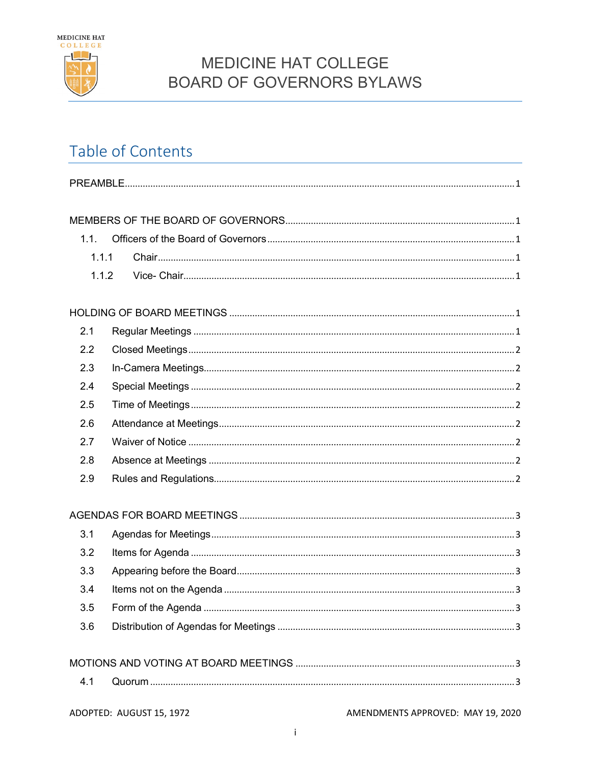# MEDICINE HAT COLLEGE
# BOARD OF GOVERNORS BYLAWS

## Table of Contents

PREAMBLE ........................................................................ 1

MEMBERS OF THE BOARD OF GOVERNORS ........................................................................ 1

- 1.1. Officers of the Board of Governors ........................................................................ 1
  - 1.1.1 Chair ........................................................................ 1
  - 1.1.2 Vice- Chair ........................................................................ 1

HOLDING OF BOARD MEETINGS ........................................................................ 1

- 2.1 Regular Meetings ........................................................................ 1
- 2.2 Closed Meetings ........................................................................ 2
- 2.3 In-Camera Meetings ........................................................................ 2
- 2.4 Special Meetings ........................................................................ 2
- 2.5 Time of Meetings ........................................................................ 2
- 2.6 Attendance at Meetings ........................................................................ 2
- 2.7 Waiver of Notice ........................................................................ 2
- 2.8 Absence at Meetings ........................................................................ 2
- 2.9 Rules and Regulations ........................................................................ 2

AGENDAS FOR BOARD MEETINGS ........................................................................ 3

- 3.1 Agendas for Meetings ........................................................................ 3
- 3.2 Items for Agenda ........................................................................ 3
- 3.3 Appearing before the Board ........................................................................ 3
- 3.4 Items not on the Agenda ........................................................................ 3
- 3.5 Form of the Agenda ........................................................................ 3
- 3.6 Distribution of Agendas for Meetings ........................................................................ 3

MOTIONS AND VOTING AT BOARD MEETINGS ........................................................................ 3

- 4.1 Quorum ........................................................................ 3

ADOPTED: AUGUST 15, 1972 AMENDMENTS APPROVED: MAY 19, 2020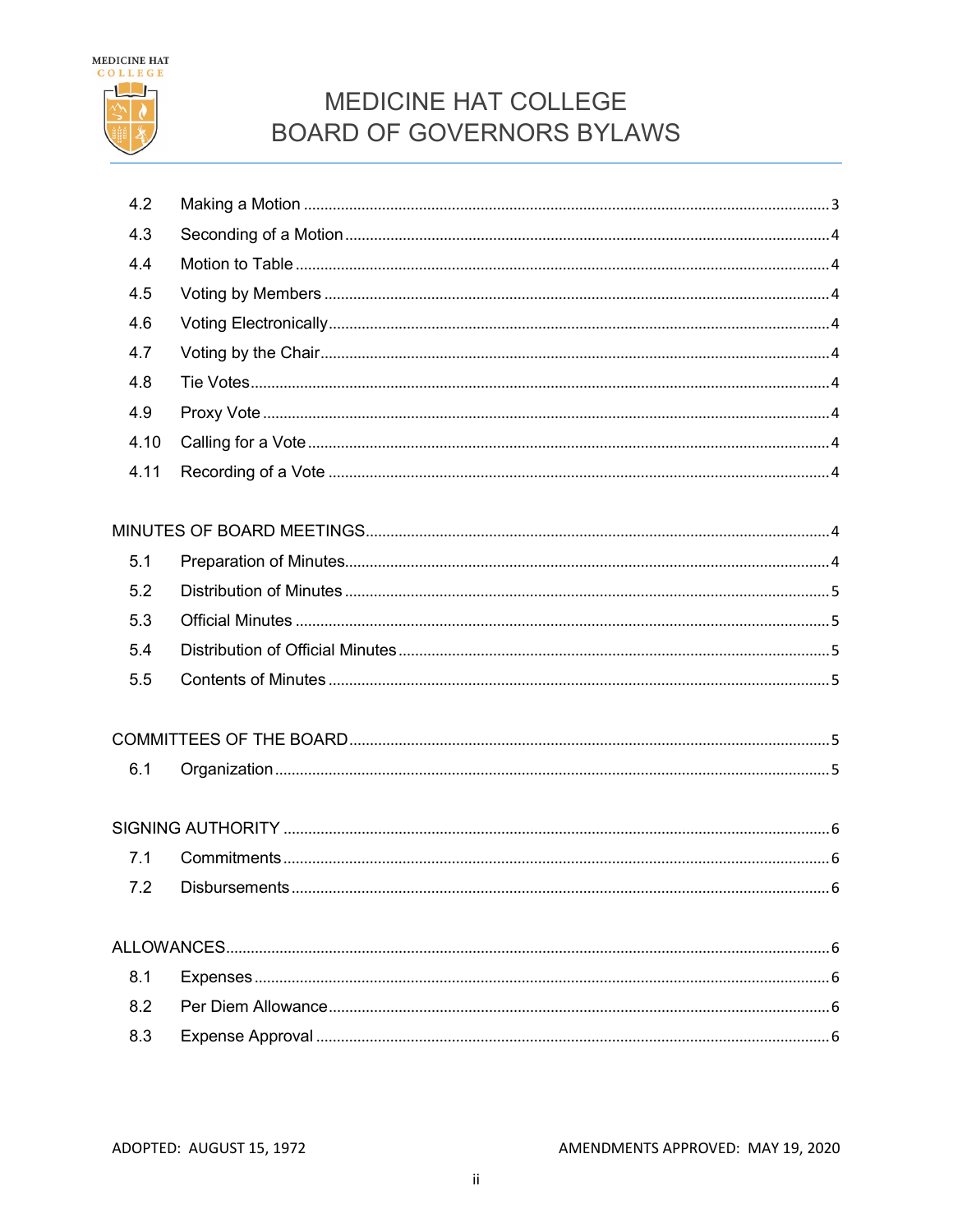4.2 Making a Motion ........................................................................................................... 3

4.3 Seconding of a Motion .................................................................................................. 4

4.4 Motion to Table ............................................................................................................. 4

4.5 Voting by Members ....................................................................................................... 4

4.6 Voting Electronically ..................................................................................................... 4

4.7 Voting by the Chair ....................................................................................................... 4

4.8 Tie Votes ........................................................................................................................ 4

4.9 Proxy Vote ..................................................................................................................... 4

4.10 Calling for a Vote ......................................................................................................... 4

4.11 Recording of a Vote ..................................................................................................... 4

MINUTES OF BOARD MEETINGS .............................................................................................. 4

5.1 Preparation of Minutes ................................................................................................. 4

5.2 Distribution of Minutes .................................................................................................. 5

5.3 Official Minutes ............................................................................................................. 5

5.4 Distribution of Official Minutes ..................................................................................... 5

5.5 Contents of Minutes ...................................................................................................... 5

COMMITTEES OF THE BOARD ................................................................................................. 5

6.1 Organization .................................................................................................................. 5

SIGNING AUTHORITY ................................................................................................................ 6

7.1 Commitments ................................................................................................................ 6

7.2 Disbursements .............................................................................................................. 6

ALLOWANCES ............................................................................................................................ 6

8.1 Expenses ....................................................................................................................... 6

8.2 Per Diem Allowance ...................................................................................................... 6

8.3 Expense Approval ......................................................................................................... 6

ADOPTED: AUGUST 15, 1972

AMENDMENTS APPROVED: MAY 19, 2020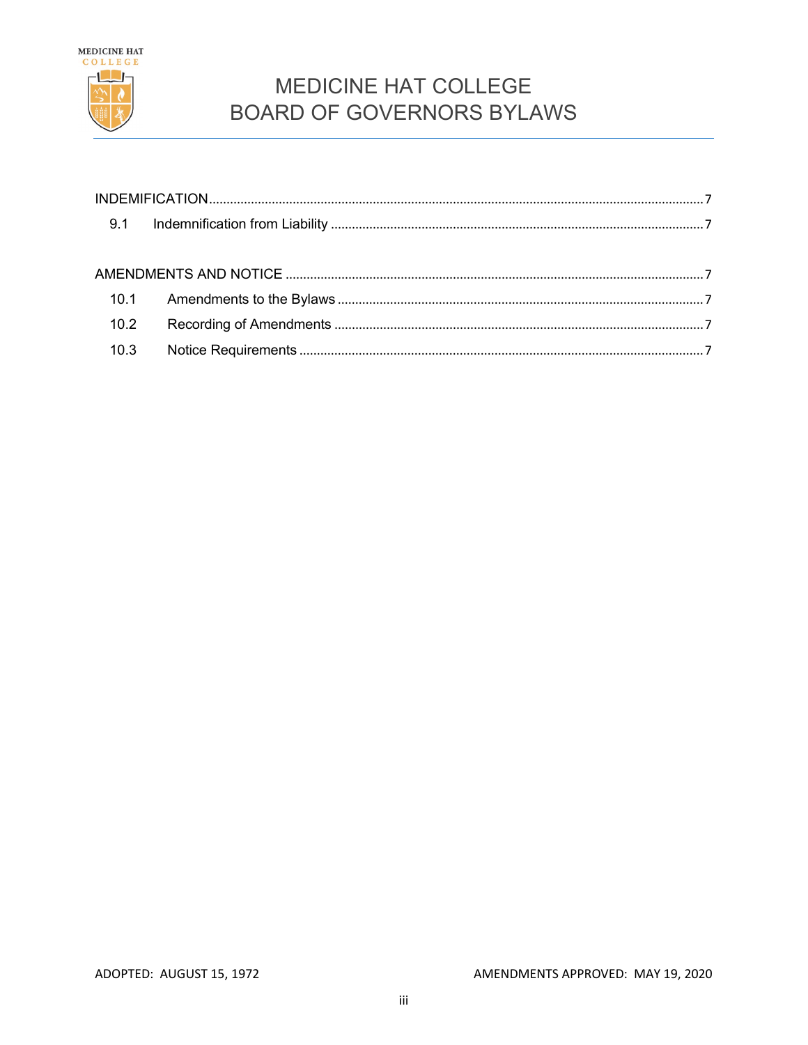INDEMIFICATION ........................................................................................................................... 7

9.1 Indemnification from Liability ......................................................................................... 7

AMENDMENTS AND NOTICE ...................................................................................................... 7

10.1 Amendments to the Bylaws ....................................................................................... 7

10.2 Recording of Amendments ........................................................................................ 7

10.3 Notice Requirements .................................................................................................. 7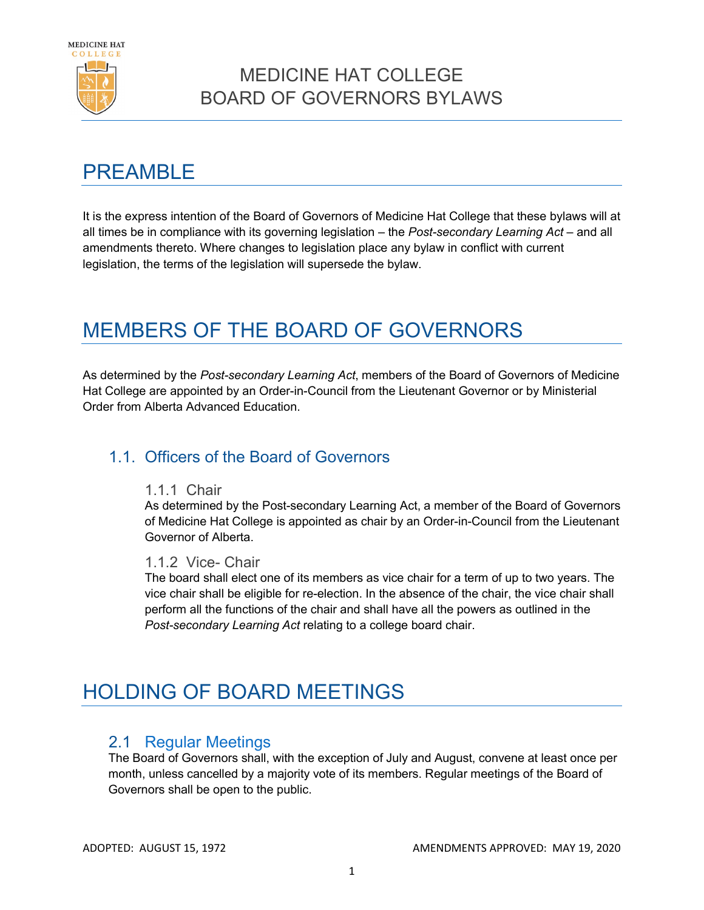# MEDICINE HAT COLLEGE BOARD OF GOVERNORS BYLAWS

# PREAMBLE

It is the express intention of the Board of Governors of Medicine Hat College that these bylaws will at all times be in compliance with its governing legislation – the *Post-secondary Learning Act* – and all amendments thereto. Where changes to legislation place any bylaw in conflict with current legislation, the terms of the legislation will supersede the bylaw.

# MEMBERS OF THE BOARD OF GOVERNORS

As determined by the *Post-secondary Learning Act*, members of the Board of Governors of Medicine Hat College are appointed by an Order-in-Council from the Lieutenant Governor or by Ministerial Order from Alberta Advanced Education.

## 1.1. Officers of the Board of Governors

### 1.1.1 Chair

As determined by the Post-secondary Learning Act, a member of the Board of Governors of Medicine Hat College is appointed as chair by an Order-in-Council from the Lieutenant Governor of Alberta.

### 1.1.2 Vice- Chair

The board shall elect one of its members as vice chair for a term of up to two years. The vice chair shall be eligible for re-election. In the absence of the chair, the vice chair shall perform all the functions of the chair and shall have all the powers as outlined in the *Post-secondary Learning Act* relating to a college board chair.

# HOLDING OF BOARD MEETINGS

## 2.1 Regular Meetings

The Board of Governors shall, with the exception of July and August, convene at least once per month, unless cancelled by a majority vote of its members. Regular meetings of the Board of Governors shall be open to the public.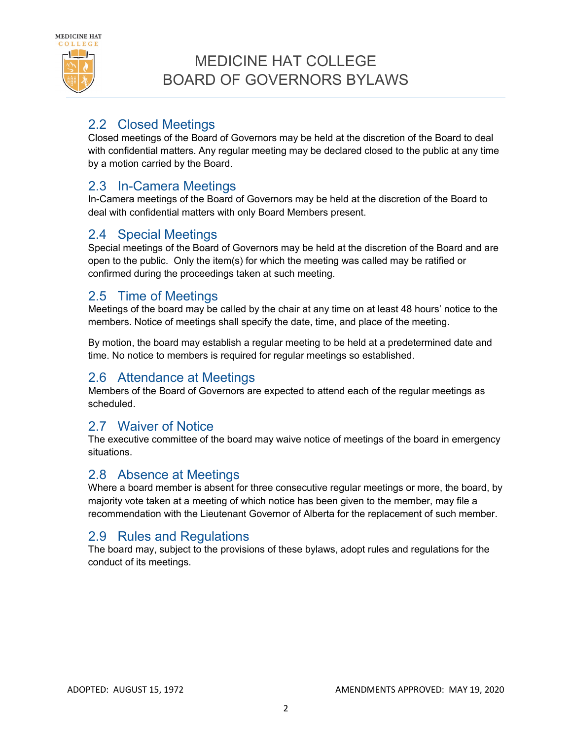## 2.2 Closed Meetings

Closed meetings of the Board of Governors may be held at the discretion of the Board to deal with confidential matters. Any regular meeting may be declared closed to the public at any time by a motion carried by the Board.

## 2.3 In-Camera Meetings

In-Camera meetings of the Board of Governors may be held at the discretion of the Board to deal with confidential matters with only Board Members present.

## 2.4 Special Meetings

Special meetings of the Board of Governors may be held at the discretion of the Board and are open to the public. Only the item(s) for which the meeting was called may be ratified or confirmed during the proceedings taken at such meeting.

## 2.5 Time of Meetings

Meetings of the board may be called by the chair at any time on at least 48 hours' notice to the members. Notice of meetings shall specify the date, time, and place of the meeting.

By motion, the board may establish a regular meeting to be held at a predetermined date and time. No notice to members is required for regular meetings so established.

## 2.6 Attendance at Meetings

Members of the Board of Governors are expected to attend each of the regular meetings as scheduled.

## 2.7 Waiver of Notice

The executive committee of the board may waive notice of meetings of the board in emergency situations.

## 2.8 Absence at Meetings

Where a board member is absent for three consecutive regular meetings or more, the board, by majority vote taken at a meeting of which notice has been given to the member, may file a recommendation with the Lieutenant Governor of Alberta for the replacement of such member.

## 2.9 Rules and Regulations

The board may, subject to the provisions of these bylaws, adopt rules and regulations for the conduct of its meetings.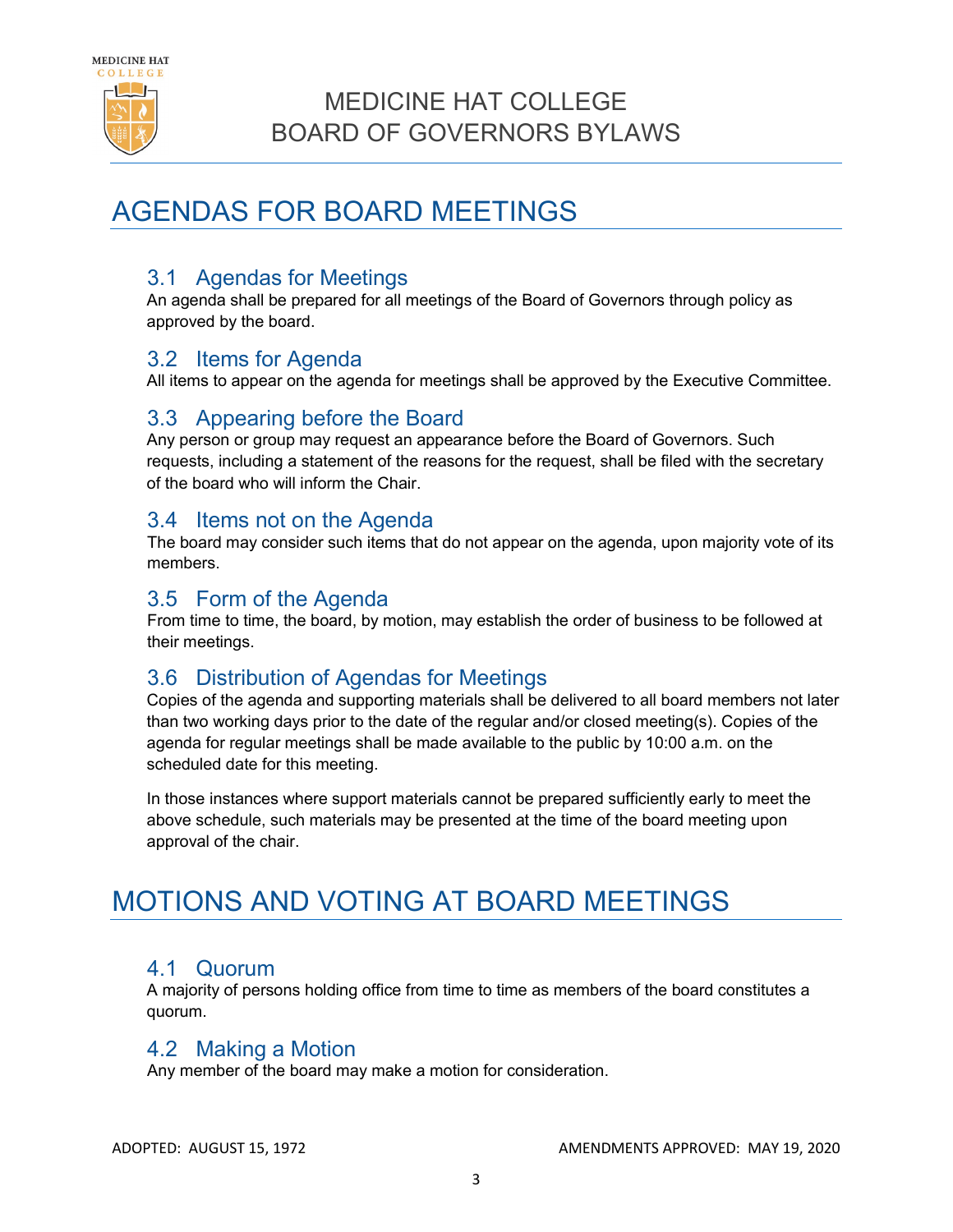# AGENDAS FOR BOARD MEETINGS

## 3.1 Agendas for Meetings

An agenda shall be prepared for all meetings of the Board of Governors through policy as approved by the board.

## 3.2 Items for Agenda

All items to appear on the agenda for meetings shall be approved by the Executive Committee.

## 3.3 Appearing before the Board

Any person or group may request an appearance before the Board of Governors. Such requests, including a statement of the reasons for the request, shall be filed with the secretary of the board who will inform the Chair.

## 3.4 Items not on the Agenda

The board may consider such items that do not appear on the agenda, upon majority vote of its members.

## 3.5 Form of the Agenda

From time to time, the board, by motion, may establish the order of business to be followed at their meetings.

## 3.6 Distribution of Agendas for Meetings

Copies of the agenda and supporting materials shall be delivered to all board members not later than two working days prior to the date of the regular and/or closed meeting(s). Copies of the agenda for regular meetings shall be made available to the public by 10:00 a.m. on the scheduled date for this meeting.

In those instances where support materials cannot be prepared sufficiently early to meet the above schedule, such materials may be presented at the time of the board meeting upon approval of the chair.

# MOTIONS AND VOTING AT BOARD MEETINGS

## 4.1 Quorum

A majority of persons holding office from time to time as members of the board constitutes a quorum.

## 4.2 Making a Motion

Any member of the board may make a motion for consideration.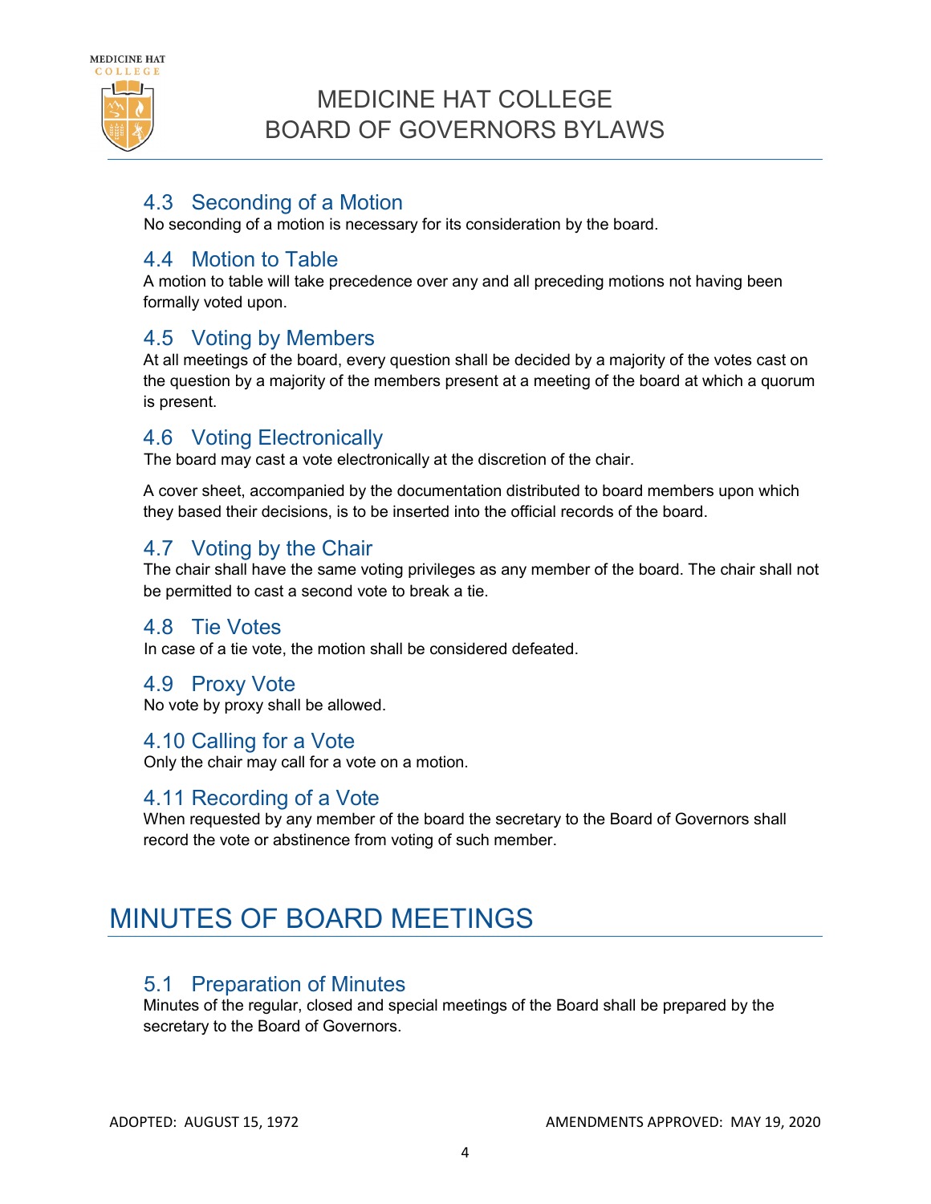### 4.3 Seconding of a Motion

No seconding of a motion is necessary for its consideration by the board.

### 4.4 Motion to Table

A motion to table will take precedence over any and all preceding motions not having been formally voted upon.

### 4.5 Voting by Members

At all meetings of the board, every question shall be decided by a majority of the votes cast on the question by a majority of the members present at a meeting of the board at which a quorum is present.

### 4.6 Voting Electronically

The board may cast a vote electronically at the discretion of the chair.

A cover sheet, accompanied by the documentation distributed to board members upon which they based their decisions, is to be inserted into the official records of the board.

### 4.7 Voting by the Chair

The chair shall have the same voting privileges as any member of the board. The chair shall not be permitted to cast a second vote to break a tie.

### 4.8 Tie Votes

In case of a tie vote, the motion shall be considered defeated.

### 4.9 Proxy Vote

No vote by proxy shall be allowed.

### 4.10 Calling for a Vote

Only the chair may call for a vote on a motion.

### 4.11 Recording of a Vote

When requested by any member of the board the secretary to the Board of Governors shall record the vote or abstinence from voting of such member.

## MINUTES OF BOARD MEETINGS

### 5.1 Preparation of Minutes

Minutes of the regular, closed and special meetings of the Board shall be prepared by the secretary to the Board of Governors.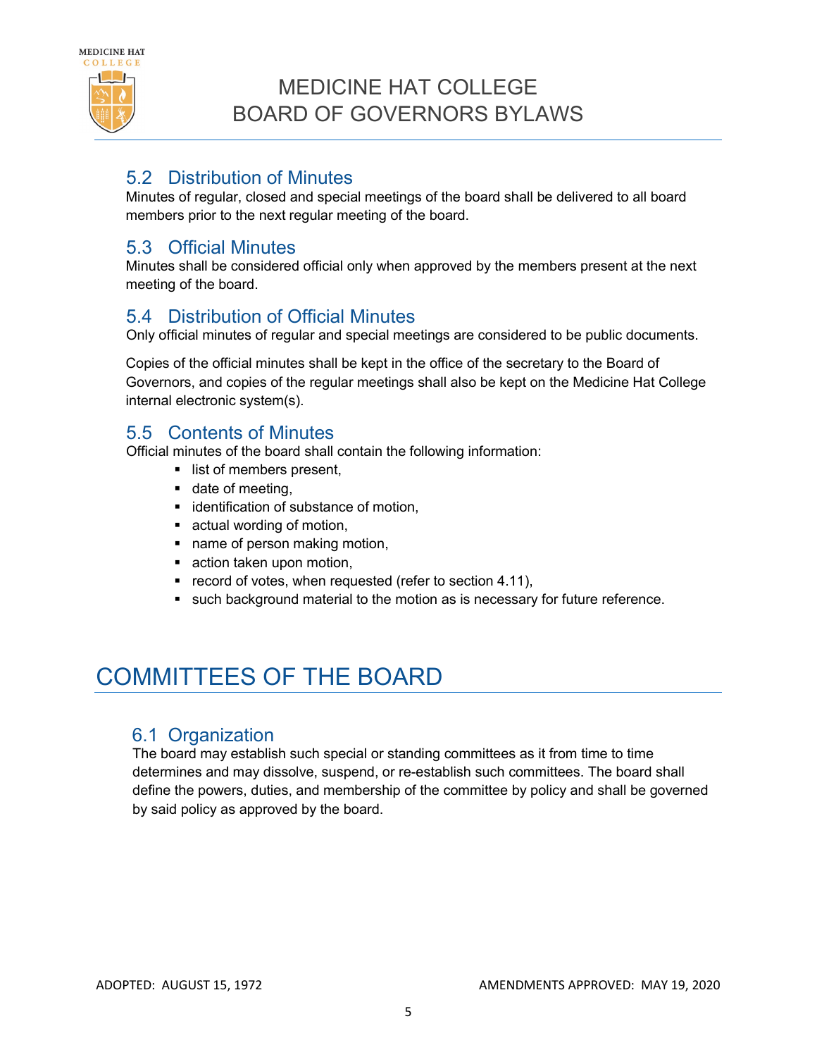## 5.2 Distribution of Minutes

Minutes of regular, closed and special meetings of the board shall be delivered to all board members prior to the next regular meeting of the board.

## 5.3 Official Minutes

Minutes shall be considered official only when approved by the members present at the next meeting of the board.

## 5.4 Distribution of Official Minutes

Only official minutes of regular and special meetings are considered to be public documents.

Copies of the official minutes shall be kept in the office of the secretary to the Board of Governors, and copies of the regular meetings shall also be kept on the Medicine Hat College internal electronic system(s).

## 5.5 Contents of Minutes

Official minutes of the board shall contain the following information:

- list of members present,
- date of meeting,
- identification of substance of motion,
- actual wording of motion,
- name of person making motion,
- action taken upon motion,
- record of votes, when requested (refer to section 4.11),
- such background material to the motion as is necessary for future reference.

# COMMITTEES OF THE BOARD

## 6.1 Organization

The board may establish such special or standing committees as it from time to time determines and may dissolve, suspend, or re-establish such committees. The board shall define the powers, duties, and membership of the committee by policy and shall be governed by said policy as approved by the board.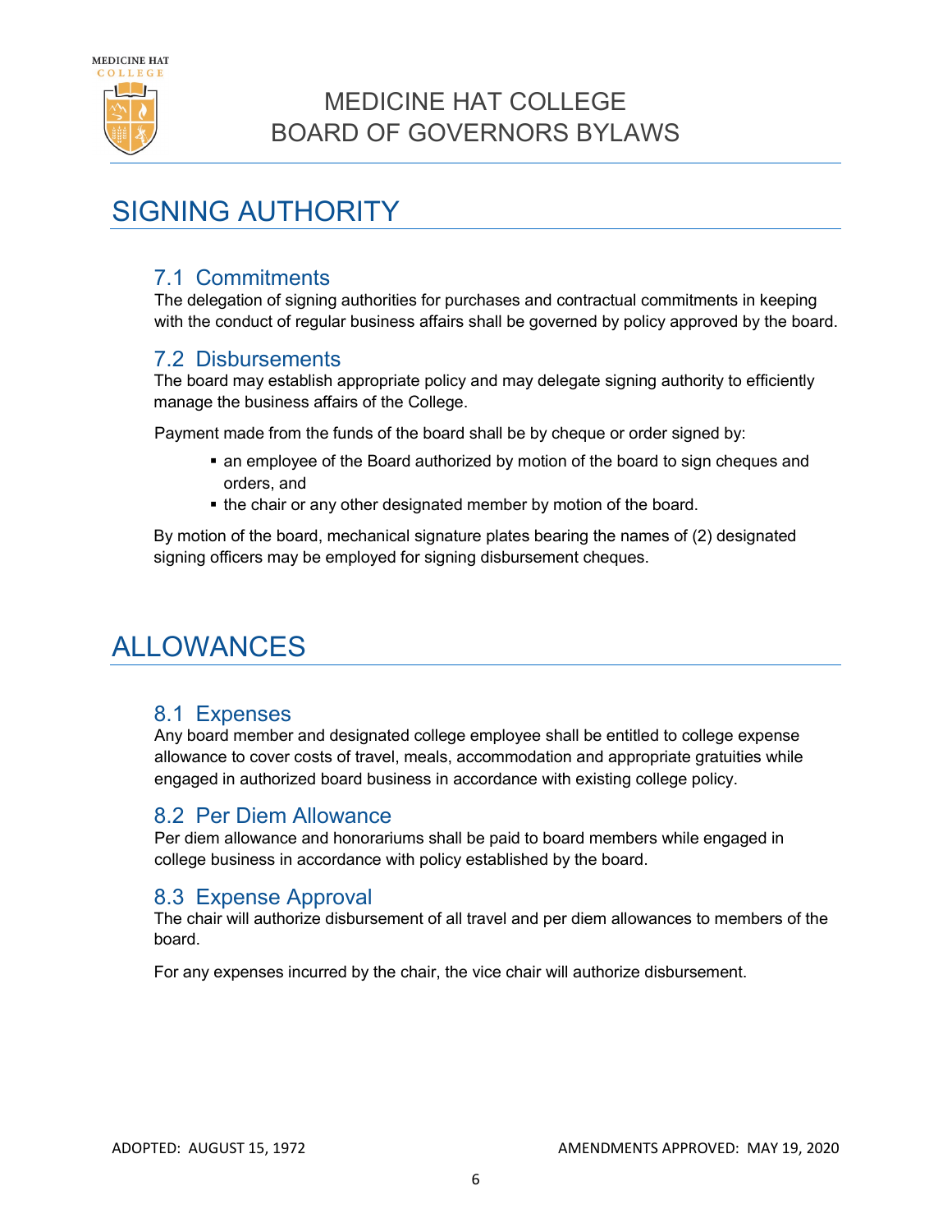# SIGNING AUTHORITY

## 7.1 Commitments

The delegation of signing authorities for purchases and contractual commitments in keeping with the conduct of regular business affairs shall be governed by policy approved by the board.

## 7.2 Disbursements

The board may establish appropriate policy and may delegate signing authority to efficiently manage the business affairs of the College.

Payment made from the funds of the board shall be by cheque or order signed by:

- an employee of the Board authorized by motion of the board to sign cheques and orders, and
- the chair or any other designated member by motion of the board.

By motion of the board, mechanical signature plates bearing the names of (2) designated signing officers may be employed for signing disbursement cheques.

# ALLOWANCES

## 8.1 Expenses

Any board member and designated college employee shall be entitled to college expense allowance to cover costs of travel, meals, accommodation and appropriate gratuities while engaged in authorized board business in accordance with existing college policy.

## 8.2 Per Diem Allowance

Per diem allowance and honorariums shall be paid to board members while engaged in college business in accordance with policy established by the board.

## 8.3 Expense Approval

The chair will authorize disbursement of all travel and per diem allowances to members of the board.

For any expenses incurred by the chair, the vice chair will authorize disbursement.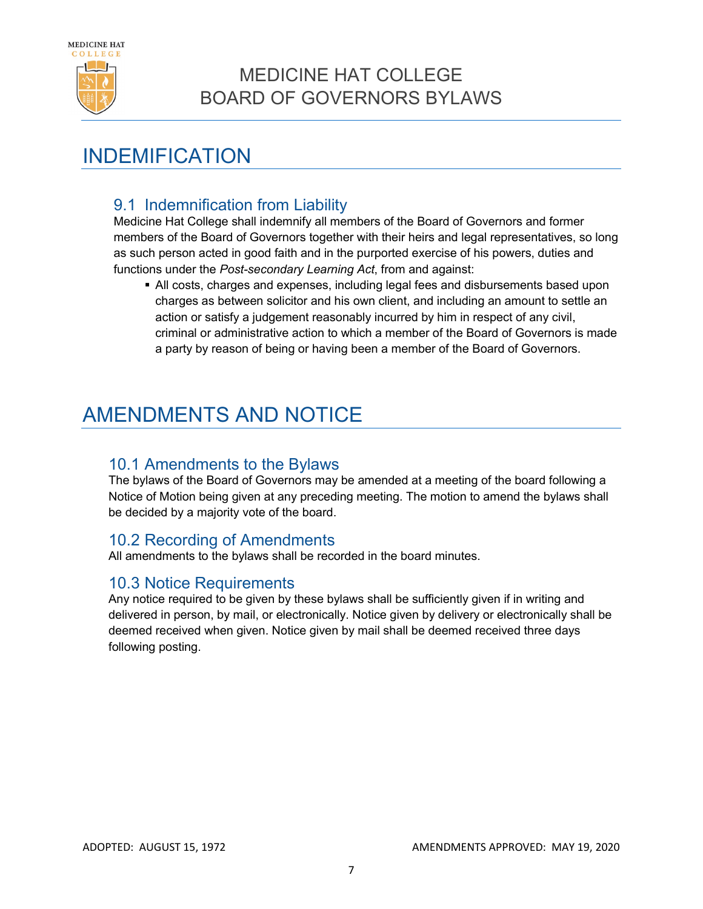# INDEMIFICATION

## 9.1 Indemnification from Liability

Medicine Hat College shall indemnify all members of the Board of Governors and former members of the Board of Governors together with their heirs and legal representatives, so long as such person acted in good faith and in the purported exercise of his powers, duties and functions under the *Post-secondary Learning Act*, from and against:

- All costs, charges and expenses, including legal fees and disbursements based upon charges as between solicitor and his own client, and including an amount to settle an action or satisfy a judgement reasonably incurred by him in respect of any civil, criminal or administrative action to which a member of the Board of Governors is made a party by reason of being or having been a member of the Board of Governors.

# AMENDMENTS AND NOTICE

## 10.1 Amendments to the Bylaws

The bylaws of the Board of Governors may be amended at a meeting of the board following a Notice of Motion being given at any preceding meeting. The motion to amend the bylaws shall be decided by a majority vote of the board.

## 10.2 Recording of Amendments

All amendments to the bylaws shall be recorded in the board minutes.

## 10.3 Notice Requirements

Any notice required to be given by these bylaws shall be sufficiently given if in writing and delivered in person, by mail, or electronically. Notice given by delivery or electronically shall be deemed received when given. Notice given by mail shall be deemed received three days following posting.